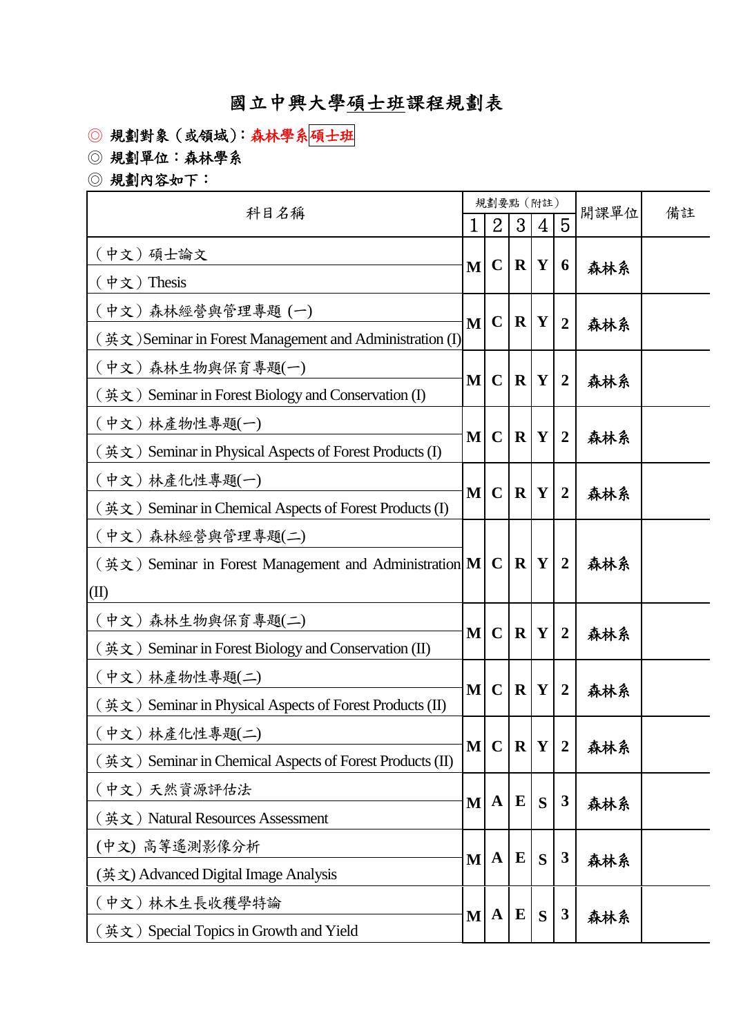# 國立中興大學碩士班課程規劃表

◎ 規劃對象（或領域）：森林學系碩士班

◎ 規劃單位：森林學系

◎ 規劃內容如下：

| 科目名稱 | 規劃要點（附註） | | | | | 開課單位 | 備註 |
|---|---|---|---|---|---|---|---|
| | 1 | 2 | 3 | 4 | 5 | | |
| （中文）碩士論文<br>（中文）Thesis | M | C | R | Y | 6 | 森林系 | |
| （中文）森林經營與管理專題 (一)<br>（英文）Seminar in Forest Management and Administration (I) | M | C | R | Y | 2 | 森林系 | |
| （中文）森林生物與保育專題(一)<br>（英文）Seminar in Forest Biology and Conservation (I) | M | C | R | Y | 2 | 森林系 | |
| （中文）林產物性專題(一)<br>（英文）Seminar in Physical Aspects of Forest Products (I) | M | C | R | Y | 2 | 森林系 | |
| （中文）林產化性專題(一)<br>（英文）Seminar in Chemical Aspects of Forest Products (I) | M | C | R | Y | 2 | 森林系 | |
| （中文）森林經營與管理專題(二)<br>（英文）Seminar in Forest Management and Administration (II) | M | C | R | Y | 2 | 森林系 | |
| （中文）森林生物與保育專題(二)<br>（英文）Seminar in Forest Biology and Conservation (II) | M | C | R | Y | 2 | 森林系 | |
| （中文）林產物性專題(二)<br>（英文）Seminar in Physical Aspects of Forest Products (II) | M | C | R | Y | 2 | 森林系 | |
| （中文）林產化性專題(二)<br>（英文）Seminar in Chemical Aspects of Forest Products (II) | M | C | R | Y | 2 | 森林系 | |
| （中文）天然資源評估法<br>（英文）Natural Resources Assessment | M | A | E | S | 3 | 森林系 | |
| (中文) 高等遙測影像分析<br>(英文) Advanced Digital Image Analysis | M | A | E | S | 3 | 森林系 | |
| （中文）林木生長收穫學特論<br>（英文）Special Topics in Growth and Yield | M | A | E | S | 3 | 森林系 | |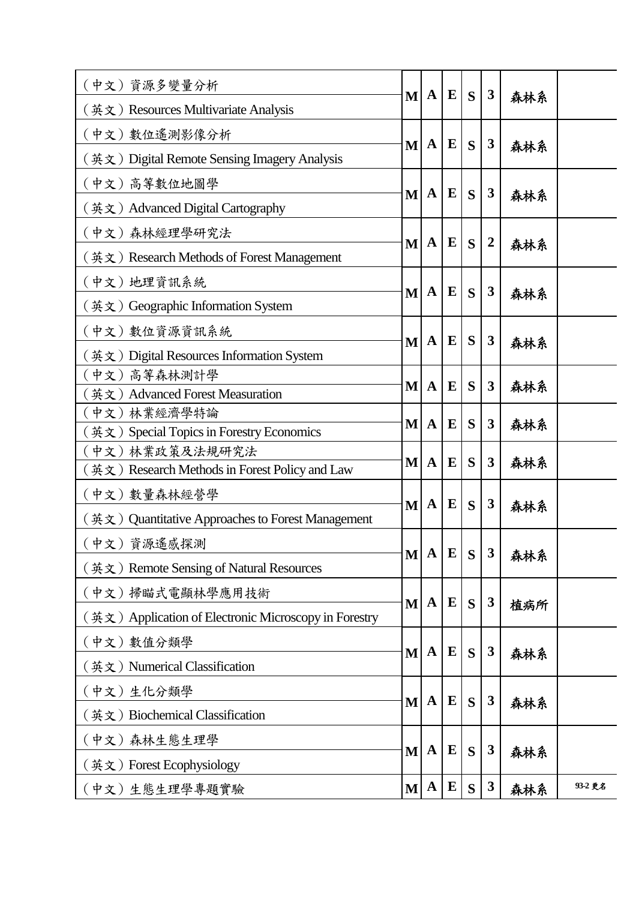| | | | | | | | |
|---|---|---|---|---|---|---|---|
| （中文）資源多變量分析<br>（英文）Resources Multivariate Analysis | M | A | E | S | 3 | 森林系 | |
| （中文）數位遙測影像分析<br>（英文）Digital Remote Sensing Imagery Analysis | M | A | E | S | 3 | 森林系 | |
| （中文）高等數位地圖學<br>（英文）Advanced Digital Cartography | M | A | E | S | 3 | 森林系 | |
| （中文）森林經理學研究法<br>（英文）Research Methods of Forest Management | M | A | E | S | 2 | 森林系 | |
| （中文）地理資訊系統<br>（英文）Geographic Information System | M | A | E | S | 3 | 森林系 | |
| （中文）數位資源資訊系統<br>（英文）Digital Resources Information System | M | A | E | S | 3 | 森林系 | |
| （中文）高等森林測計學<br>（英文）Advanced Forest Measuration | M | A | E | S | 3 | 森林系 | |
| （中文）林業經濟學特論<br>（英文）Special Topics in Forestry Economics | M | A | E | S | 3 | 森林系 | |
| （中文）林業政策及法規研究法<br>（英文）Research Methods in Forest Policy and Law | M | A | E | S | 3 | 森林系 | |
| （中文）數量森林經營學<br>（英文）Quantitative Approaches to Forest Management | M | A | E | S | 3 | 森林系 | |
| （中文）資源遙感探測<br>（英文）Remote Sensing of Natural Resources | M | A | E | S | 3 | 森林系 | |
| （中文）掃瞄式電顯林學應用技術<br>（英文）Application of Electronic Microscopy in Forestry | M | A | E | S | 3 | 植病所 | |
| （中文）數值分類學<br>（英文）Numerical Classification | M | A | E | S | 3 | 森林系 | |
| （中文）生化分類學<br>（英文）Biochemical Classification | M | A | E | S | 3 | 森林系 | |
| （中文）森林生態生理學<br>（英文）Forest Ecophysiology | M | A | E | S | 3 | 森林系 | |
| （中文）生態生理學專題實驗 | M | A | E | S | 3 | 森林系 | 93-2 更名 |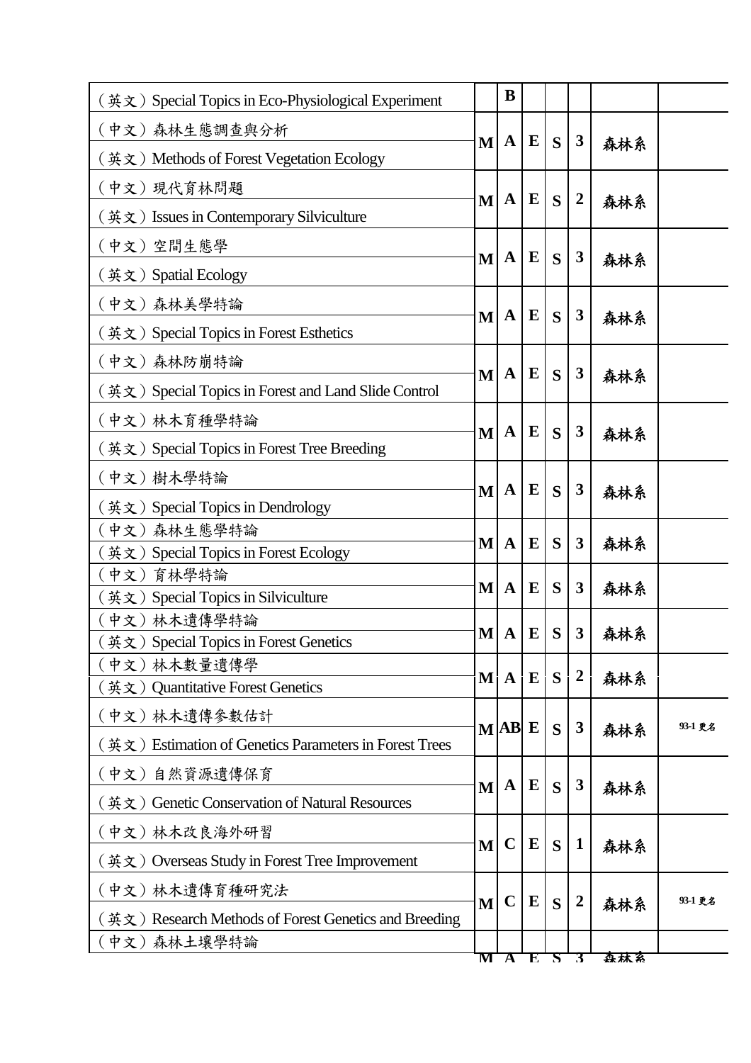| | | | | | | | |
|---|---|---|---|---|---|---|---|
| （英文）Special Topics in Eco-Physiological Experiment | | B | | | | | |
| （中文）森林生態調查與分析<br>（英文）Methods of Forest Vegetation Ecology | M | A | E | S | 3 | 森林系 | |
| （中文）現代育林問題<br>（英文）Issues in Contemporary Silviculture | M | A | E | S | 2 | 森林系 | |
| （中文）空間生態學<br>（英文）Spatial Ecology | M | A | E | S | 3 | 森林系 | |
| （中文）森林美學特論<br>（英文）Special Topics in Forest Esthetics | M | A | E | S | 3 | 森林系 | |
| （中文）森林防崩特論<br>（英文）Special Topics in Forest and Land Slide Control | M | A | E | S | 3 | 森林系 | |
| （中文）林木育種學特論<br>（英文）Special Topics in Forest Tree Breeding | M | A | E | S | 3 | 森林系 | |
| （中文）樹木學特論<br>（英文）Special Topics in Dendrology | M | A | E | S | 3 | 森林系 | |
| （中文）森林生態學特論<br>（英文）Special Topics in Forest Ecology | M | A | E | S | 3 | 森林系 | |
| （中文）育林學特論<br>（英文）Special Topics in Silviculture | M | A | E | S | 3 | 森林系 | |
| （中文）林木遺傳學特論<br>（英文）Special Topics in Forest Genetics | M | A | E | S | 3 | 森林系 | |
| （中文）林木數量遺傳學<br>（英文）Quantitative Forest Genetics | M | A | E | S | 2 | 森林系 | |
| （中文）林木遺傳參數估計<br>（英文）Estimation of Genetics Parameters in Forest Trees | M | AB | E | S | 3 | 森林系 | 93-1 更名 |
| （中文）自然資源遺傳保育<br>（英文）Genetic Conservation of Natural Resources | M | A | E | S | 3 | 森林系 | |
| （中文）林木改良海外研習<br>（英文）Overseas Study in Forest Tree Improvement | M | C | E | S | 1 | 森林系 | |
| （中文）林木遺傳育種研究法<br>（英文）Research Methods of Forest Genetics and Breeding | M | C | E | S | 2 | 森林系 | 93-1 更名 |
| （中文）森林土壤學特論 | M | A | E | S | 3 | 森林系 | |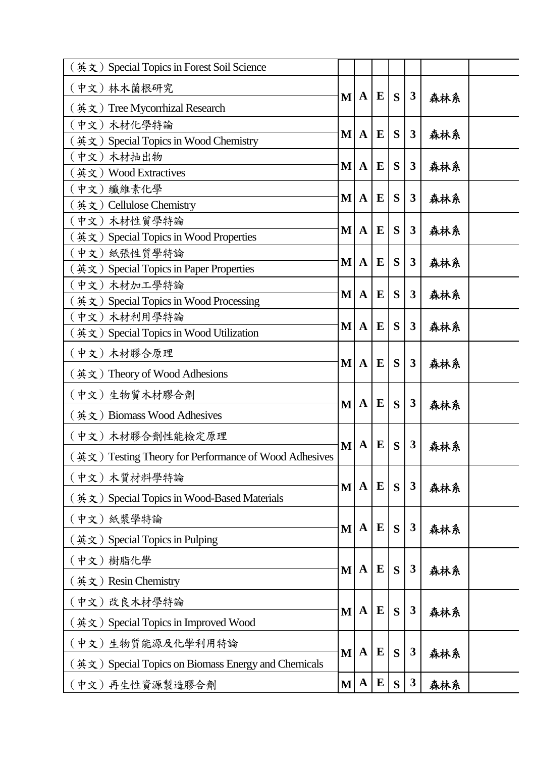| | | | | | | | |
|---|---|---|---|---|---|---|---|
| （英文）Special Topics in Forest Soil Science | | | | | | | |
| （中文）林木菌根研究<br>（英文）Tree Mycorrhizal Research | M | A | E | S | 3 | 森林系 | |
| （中文）木材化學特論<br>（英文）Special Topics in Wood Chemistry | M | A | E | S | 3 | 森林系 | |
| （中文）木材抽出物<br>（英文）Wood Extractives | M | A | E | S | 3 | 森林系 | |
| （中文）纖維素化學<br>（英文）Cellulose Chemistry | M | A | E | S | 3 | 森林系 | |
| （中文）木材性質學特論<br>（英文）Special Topics in Wood Properties | M | A | E | S | 3 | 森林系 | |
| （中文）紙張性質學特論<br>（英文）Special Topics in Paper Properties | M | A | E | S | 3 | 森林系 | |
| （中文）木材加工學特論<br>（英文）Special Topics in Wood Processing | M | A | E | S | 3 | 森林系 | |
| （中文）木材利用學特論<br>（英文）Special Topics in Wood Utilization | M | A | E | S | 3 | 森林系 | |
| （中文）木材膠合原理<br>（英文）Theory of Wood Adhesions | M | A | E | S | 3 | 森林系 | |
| （中文）生物質木材膠合劑<br>（英文）Biomass Wood Adhesives | M | A | E | S | 3 | 森林系 | |
| （中文）木材膠合劑性能檢定原理<br>（英文）Testing Theory for Performance of Wood Adhesives | M | A | E | S | 3 | 森林系 | |
| （中文）木質材料學特論<br>（英文）Special Topics in Wood-Based Materials | M | A | E | S | 3 | 森林系 | |
| （中文）紙漿學特論<br>（英文）Special Topics in Pulping | M | A | E | S | 3 | 森林系 | |
| （中文）樹脂化學<br>（英文）Resin Chemistry | M | A | E | S | 3 | 森林系 | |
| （中文）改良木材學特論<br>（英文）Special Topics in Improved Wood | M | A | E | S | 3 | 森林系 | |
| （中文）生物質能源及化學利用特論<br>（英文）Special Topics on Biomass Energy and Chemicals | M | A | E | S | 3 | 森林系 | |
| （中文）再生性資源製造膠合劑 | M | A | E | S | 3 | 森林系 | |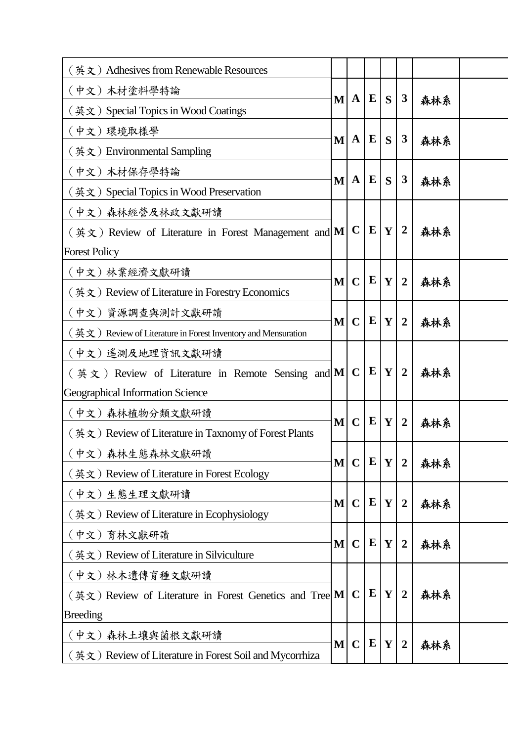| | | | | | | | |
|---|---|---|---|---|---|---|---|
| （英文）Adhesives from Renewable Resources | | | | | | | |
| （中文）木材塗料學特論<br>（英文）Special Topics in Wood Coatings | M | A | E | S | 3 | 森林系 | |
| （中文）環境取樣學<br>（英文）Environmental Sampling | M | A | E | S | 3 | 森林系 | |
| （中文）木材保存學特論<br>（英文）Special Topics in Wood Preservation | M | A | E | S | 3 | 森林系 | |
| （中文）森林經營及林政文獻研讀<br>（英文）Review of Literature in Forest Management and Forest Policy | M | C | E | Y | 2 | 森林系 | |
| （中文）林業經濟文獻研讀<br>（英文）Review of Literature in Forestry Economics | M | C | E | Y | 2 | 森林系 | |
| （中文）資源調查與測計文獻研讀<br>（英文）Review of Literature in Forest Inventory and Mensuration | M | C | E | Y | 2 | 森林系 | |
| （中文）遙測及地理資訊文獻研讀<br>（英文）Review of Literature in Remote Sensing and Geographical Information Science | M | C | E | Y | 2 | 森林系 | |
| （中文）森林植物分類文獻研讀<br>（英文）Review of Literature in Taxnomy of Forest Plants | M | C | E | Y | 2 | 森林系 | |
| （中文）森林生態森林文獻研讀<br>（英文）Review of Literature in Forest Ecology | M | C | E | Y | 2 | 森林系 | |
| （中文）生態生理文獻研讀<br>（英文）Review of Literature in Ecophysiology | M | C | E | Y | 2 | 森林系 | |
| （中文）育林文獻研讀<br>（英文）Review of Literature in Silviculture | M | C | E | Y | 2 | 森林系 | |
| （中文）林木遺傳育種文獻研讀<br>（英文）Review of Literature in Forest Genetics and Tree Breeding | M | C | E | Y | 2 | 森林系 | |
| （中文）森林土壤與菌根文獻研讀<br>（英文）Review of Literature in Forest Soil and Mycorrhiza | M | C | E | Y | 2 | 森林系 | |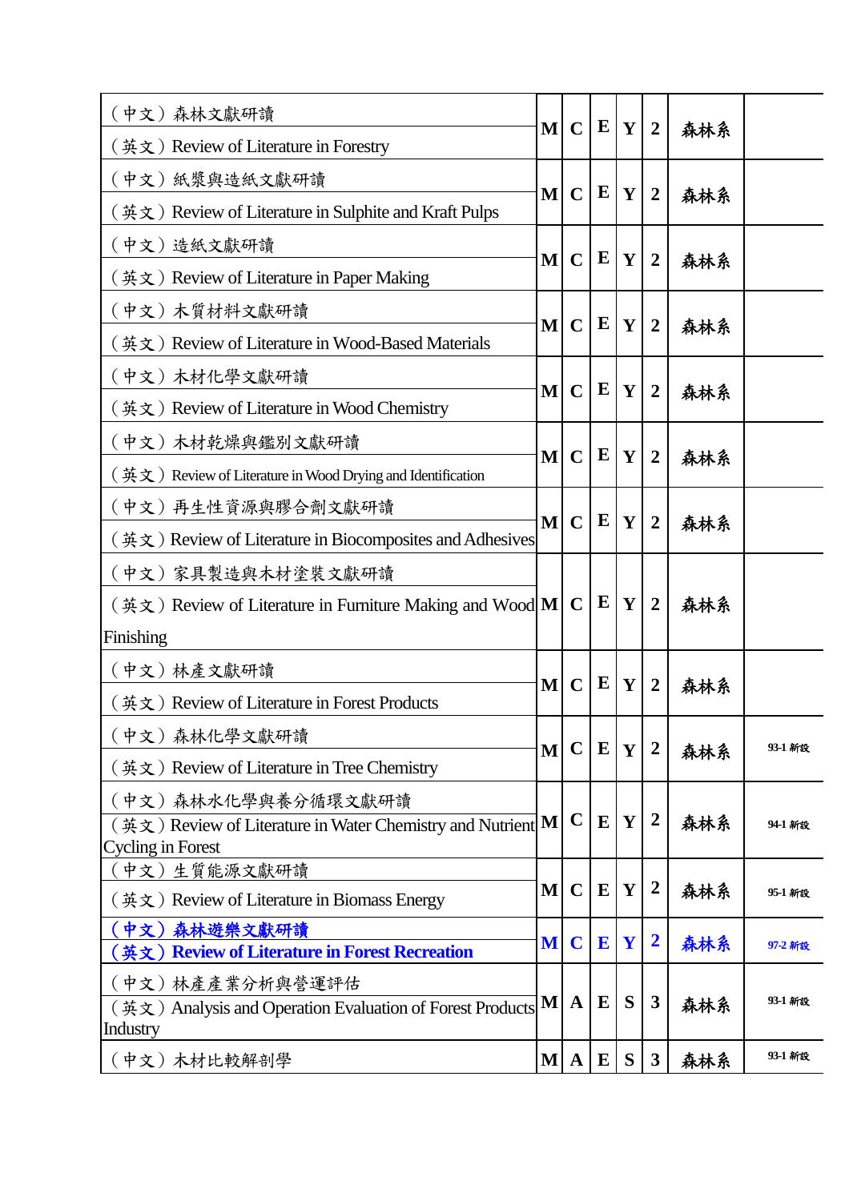| 課程名稱 | | | | | | | |
|---|---|---|---|---|---|---|---|
| （中文）森林文獻研讀<br>（英文）Review of Literature in Forestry | M | C | E | Y | 2 | 森林系 | |
| （中文）紙漿與造紙文獻研讀<br>（英文）Review of Literature in Sulphite and Kraft Pulps | M | C | E | Y | 2 | 森林系 | |
| （中文）造紙文獻研讀<br>（英文）Review of Literature in Paper Making | M | C | E | Y | 2 | 森林系 | |
| （中文）木質材料文獻研讀<br>（英文）Review of Literature in Wood-Based Materials | M | C | E | Y | 2 | 森林系 | |
| （中文）木材化學文獻研讀<br>（英文）Review of Literature in Wood Chemistry | M | C | E | Y | 2 | 森林系 | |
| （中文）木材乾燥與鑑別文獻研讀<br>（英文）Review of Literature in Wood Drying and Identification | M | C | E | Y | 2 | 森林系 | |
| （中文）再生性資源與膠合劑文獻研讀<br>（英文）Review of Literature in Biocomposites and Adhesives | M | C | E | Y | 2 | 森林系 | |
| （中文）家具製造與木材塗裝文獻研讀<br>（英文）Review of Literature in Furniture Making and Wood Finishing | M | C | E | Y | 2 | 森林系 | |
| （中文）林產文獻研讀<br>（英文）Review of Literature in Forest Products | M | C | E | Y | 2 | 森林系 | |
| （中文）森林化學文獻研讀<br>（英文）Review of Literature in Tree Chemistry | M | C | E | Y | 2 | 森林系 | 93-1 新設 |
| （中文）森林水化學與養分循環文獻研讀<br>（英文）Review of Literature in Water Chemistry and Nutrient Cycling in Forest | M | C | E | Y | 2 | 森林系 | 94-1 新設 |
| （中文）生質能源文獻研讀<br>（英文）Review of Literature in Biomass Energy | M | C | E | Y | 2 | 森林系 | 95-1 新設 |
| **（中文）森林遊樂文獻研讀**<br>**（英文）Review of Literature in Forest Recreation** | M | C | E | Y | 2 | 森林系 | 97-2 新設 |
| （中文）林產產業分析與營運評估<br>（英文）Analysis and Operation Evaluation of Forest Products Industry | M | A | E | S | 3 | 森林系 | 93-1 新設 |
| （中文）木材比較解剖學 | M | A | E | S | 3 | 森林系 | 93-1 新設 |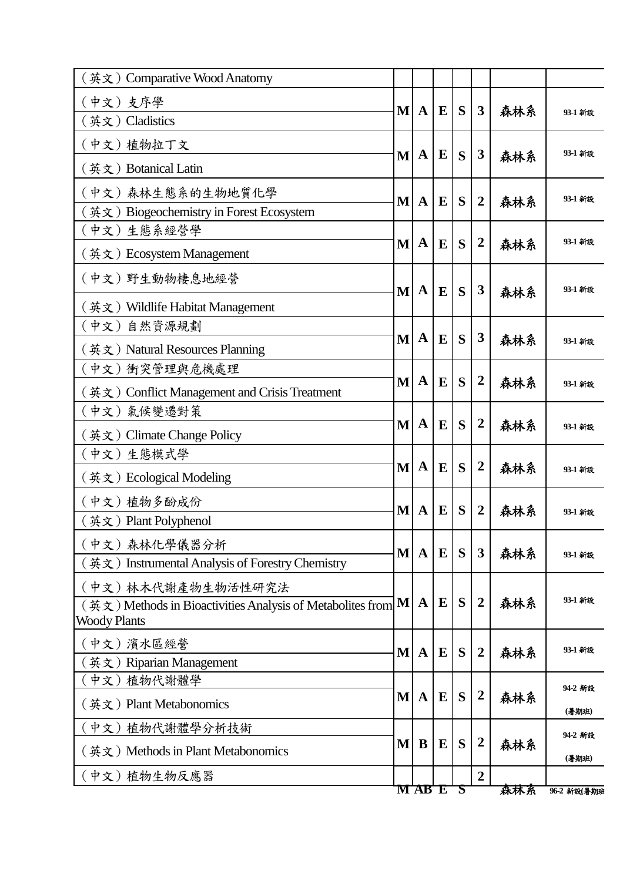| | | | | | | | |
|---|---|---|---|---|---|---|---|
| （英文）Comparative Wood Anatomy | | | | | | | |
| （中文）支序學<br>（英文）Cladistics | M | A | E | S | 3 | 森林系 | 93-1 新設 |
| （中文）植物拉丁文<br>（英文）Botanical Latin | M | A | E | S | 3 | 森林系 | 93-1 新設 |
| （中文）森林生態系的生物地質化學<br>（英文）Biogeochemistry in Forest Ecosystem | M | A | E | S | 2 | 森林系 | 93-1 新設 |
| （中文）生態系經營學<br>（英文）Ecosystem Management | M | A | E | S | 2 | 森林系 | 93-1 新設 |
| （中文）野生動物棲息地經營<br>（英文）Wildlife Habitat Management | M | A | E | S | 3 | 森林系 | 93-1 新設 |
| （中文）自然資源規劃<br>（英文）Natural Resources Planning | M | A | E | S | 3 | 森林系 | 93-1 新設 |
| （中文）衝突管理與危機處理<br>（英文）Conflict Management and Crisis Treatment | M | A | E | S | 2 | 森林系 | 93-1 新設 |
| （中文）氣候變遷對策<br>（英文）Climate Change Policy | M | A | E | S | 2 | 森林系 | 93-1 新設 |
| （中文）生態模式學<br>（英文）Ecological Modeling | M | A | E | S | 2 | 森林系 | 93-1 新設 |
| （中文）植物多酚成份<br>（英文）Plant Polyphenol | M | A | E | S | 2 | 森林系 | 93-1 新設 |
| （中文）森林化學儀器分析<br>（英文）Instrumental Analysis of Forestry Chemistry | M | A | E | S | 3 | 森林系 | 93-1 新設 |
| （中文）林木代謝產物生物活性研究法<br>（英文）Methods in Bioactivities Analysis of Metabolites from Woody Plants | M | A | E | S | 2 | 森林系 | 93-1 新設 |
| （中文）濱水區經營<br>（英文）Riparian Management | M | A | E | S | 2 | 森林系 | 93-1 新設 |
| （中文）植物代謝體學<br>（英文）Plant Metabonomics | M | A | E | S | 2 | 森林系 | 94-2 新設 (暑期班) |
| （中文）植物代謝體學分析技術<br>（英文）Methods in Plant Metabonomics | M | B | E | S | 2 | 森林系 | 94-2 新設 (暑期班) |
| （中文）植物生物反應器 | M | AB | E | S | 2 | 森林系 | 96-2 新設(暑期班 |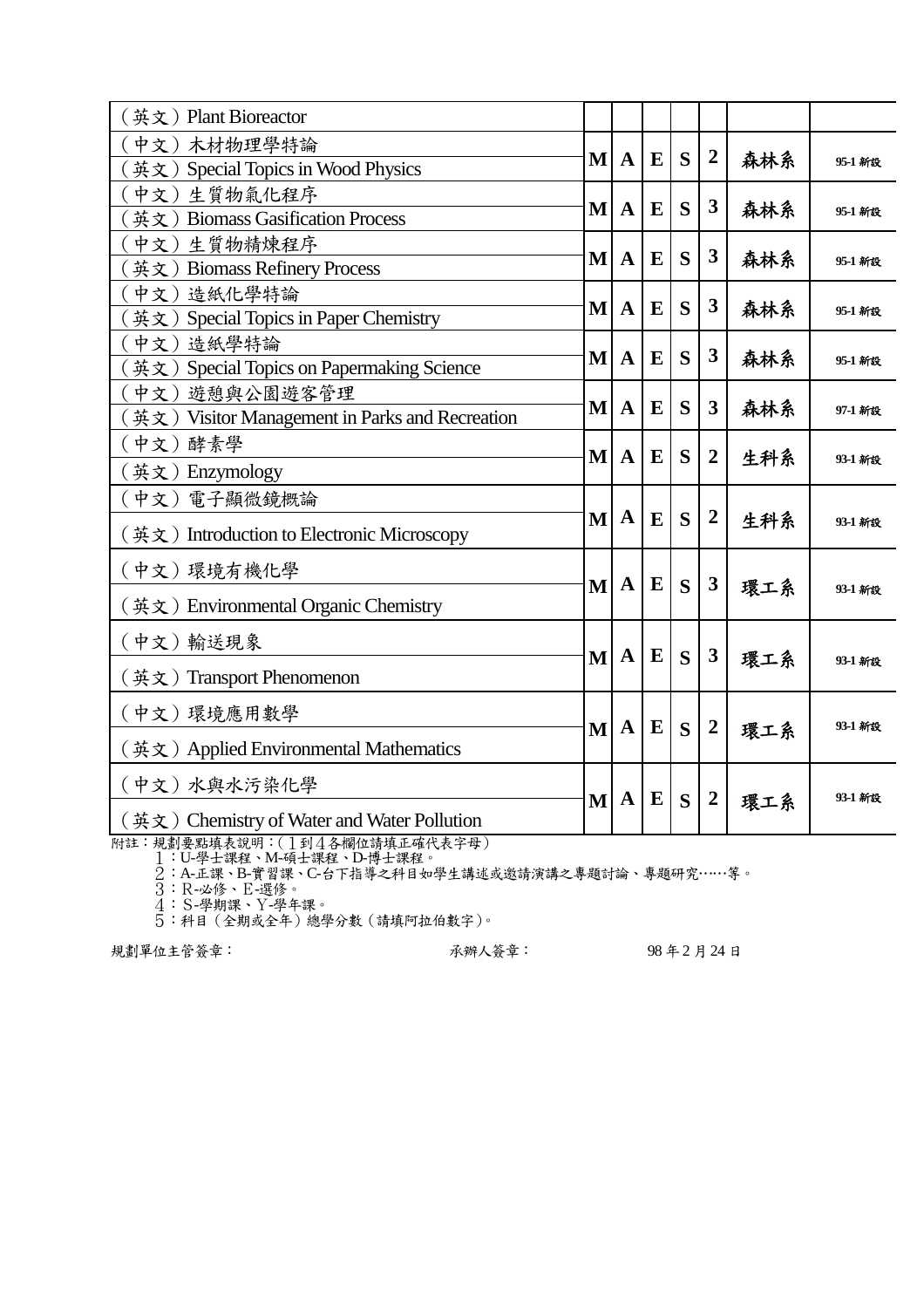| | | | | | | | |
|---|---|---|---|---|---|---|---|
| （英文）Plant Bioreactor | | | | | | | |
| （中文）木材物理學特論<br>（英文）Special Topics in Wood Physics | M | A | E | S | 2 | 森林系 | 95-1 新設 |
| （中文）生質物氣化程序<br>（英文）Biomass Gasification Process | M | A | E | S | 3 | 森林系 | 95-1 新設 |
| （中文）生質物精煉程序<br>（英文）Biomass Refinery Process | M | A | E | S | 3 | 森林系 | 95-1 新設 |
| （中文）造紙化學特論<br>（英文）Special Topics in Paper Chemistry | M | A | E | S | 3 | 森林系 | 95-1 新設 |
| （中文）造紙學特論<br>（英文）Special Topics on Papermaking Science | M | A | E | S | 3 | 森林系 | 95-1 新設 |
| （中文）遊憩與公園遊客管理<br>（英文）Visitor Management in Parks and Recreation | M | A | E | S | 3 | 森林系 | 97-1 新設 |
| （中文）酵素學<br>（英文）Enzymology | M | A | E | S | 2 | 生科系 | 93-1 新設 |
| （中文）電子顯微鏡概論<br>（英文）Introduction to Electronic Microscopy | M | A | E | S | 2 | 生科系 | 93-1 新設 |
| （中文）環境有機化學<br>（英文）Environmental Organic Chemistry | M | A | E | S | 3 | 環工系 | 93-1 新設 |
| （中文）輸送現象<br>（英文）Transport Phenomenon | M | A | E | S | 3 | 環工系 | 93-1 新設 |
| （中文）環境應用數學<br>（英文）Applied Environmental Mathematics | M | A | E | S | 2 | 環工系 | 93-1 新設 |
| （中文）水與水污染化學<br>（英文）Chemistry of Water and Water Pollution | M | A | E | S | 2 | 環工系 | 93-1 新設 |

附註：規劃要點填表說明：(１到４各欄位請填正確代表字母)

１：U-學士課程、M-碩士課程、D-博士課程。

２：A-正課、B-實習課、C-台下指導之科目如學生講述或邀請演講之專題討論、專題研究……等。

３：R-必修、E-選修。

４：S-學期課、Y-學年課。

５：科目（全期或全年）總學分數（請填阿拉伯數字)。

規劃單位主管簽章：　　　　　　承辦人簽章：　　　　　　98 年 2 月 24 日